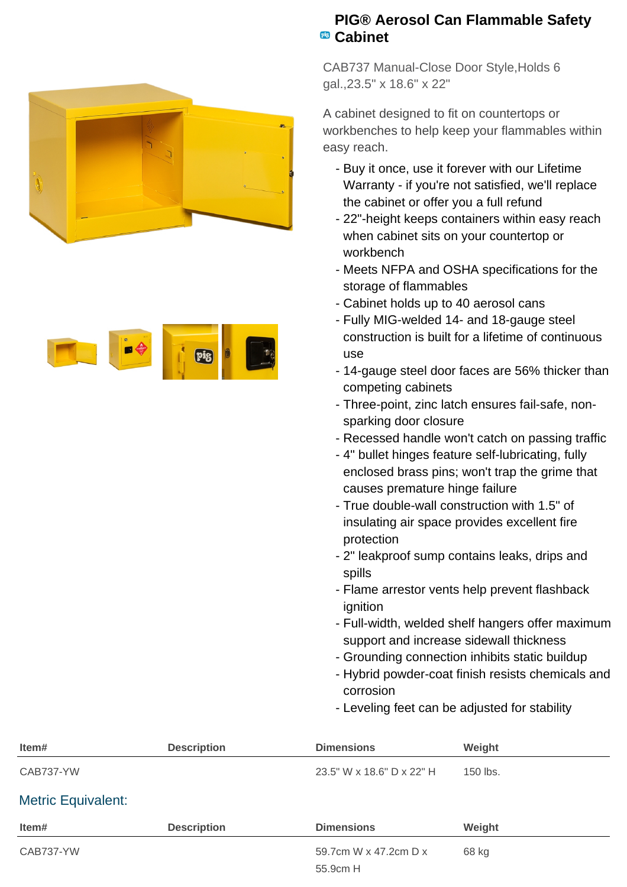# PIG® Aerosol Can Flammable Safety Cabinet

CAB737 Manual-Close Door Style,Holds 6 gal.,23.5" x 18.6" x 22"

A cabinet designed to fit on countertops or workbenches to help keep your flammables within easy reach.

- Buy it once, use it forever with our Lifetime Warranty - if you're not satisfied, we'll replace the cabinet or offer you a full refund
- 22"-height keeps containers within easy reach when cabinet sits on your countertop or workbench
- Meets NFPA and OSHA specifications for the storage of flammables
- Cabinet holds up to 40 aerosol cans
- Fully MIG-welded 14- and 18-gauge steel construction is built for a lifetime of continuous use
- 14-gauge steel door faces are 56% thicker than competing cabinets
- Three-point, zinc latch ensures fail-safe, non-sparking door closure
- Recessed handle won't catch on passing traffic
- 4" bullet hinges feature self-lubricating, fully enclosed brass pins; won't trap the grime that causes premature hinge failure
- True double-wall construction with 1.5" of insulating air space provides excellent fire protection
- 2" leakproof sump contains leaks, drips and spills
- Flame arrestor vents help prevent flashback ignition
- Full-width, welded shelf hangers offer maximum support and increase sidewall thickness
- Grounding connection inhibits static buildup
- Hybrid powder-coat finish resists chemicals and corrosion
- Leveling feet can be adjusted for stability

| Item# | Description | Dimensions | Weight |
|---|---|---|---|
| CAB737-YW | | 23.5" W x 18.6" D x 22" H | 150 lbs. |

## Metric Equivalent:

| Item# | Description | Dimensions | Weight |
|---|---|---|---|
| CAB737-YW | | 59.7cm W x 47.2cm D x 55.9cm H | 68 kg |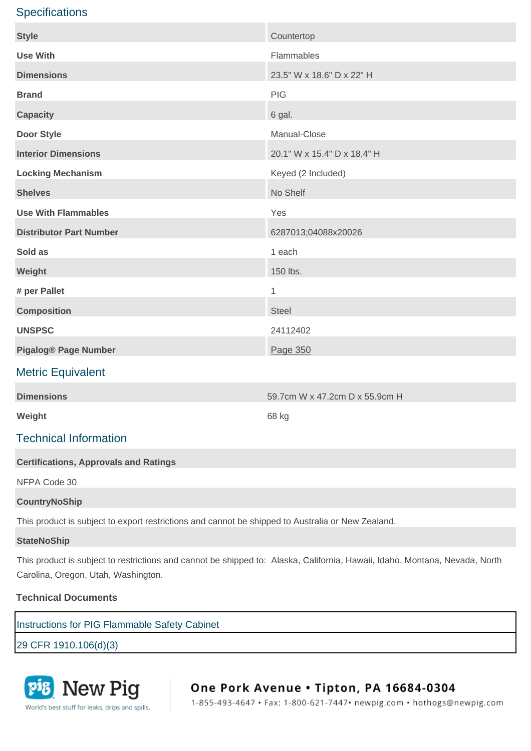## Specifications

| | |
|---|---|
| **Style** | Countertop |
| **Use With** | Flammables |
| **Dimensions** | 23.5" W x 18.6" D x 22" H |
| **Brand** | PIG |
| **Capacity** | 6 gal. |
| **Door Style** | Manual-Close |
| **Interior Dimensions** | 20.1" W x 15.4" D x 18.4" H |
| **Locking Mechanism** | Keyed (2 Included) |
| **Shelves** | No Shelf |
| **Use With Flammables** | Yes |
| **Distributor Part Number** | 6287013;04088x20026 |
| **Sold as** | 1 each |
| **Weight** | 150 lbs. |
| **# per Pallet** | 1 |
| **Composition** | Steel |
| **UNSPSC** | 24112402 |
| **Pigalog® Page Number** | Page 350 |

## Metric Equivalent

| | |
|---|---|
| **Dimensions** | 59.7cm W x 47.2cm D x 55.9cm H |
| **Weight** | 68 kg |

## Technical Information

**Certifications, Approvals and Ratings**

NFPA Code 30

**CountryNoShip**

This product is subject to export restrictions and cannot be shipped to Australia or New Zealand.

**StateNoShip**

This product is subject to restrictions and cannot be shipped to: Alaska, California, Hawaii, Idaho, Montana, Nevada, North Carolina, Oregon, Utah, Washington.

### Technical Documents

- Instructions for PIG Flammable Safety Cabinet
- 29 CFR 1910.106(d)(3)

New Pig — World's best stuff for leaks, drips and spills.

One Pork Avenue • Tipton, PA 16684-0304

1-855-493-4647 • Fax: 1-800-621-7447 • newpig.com • hothogs@newpig.com